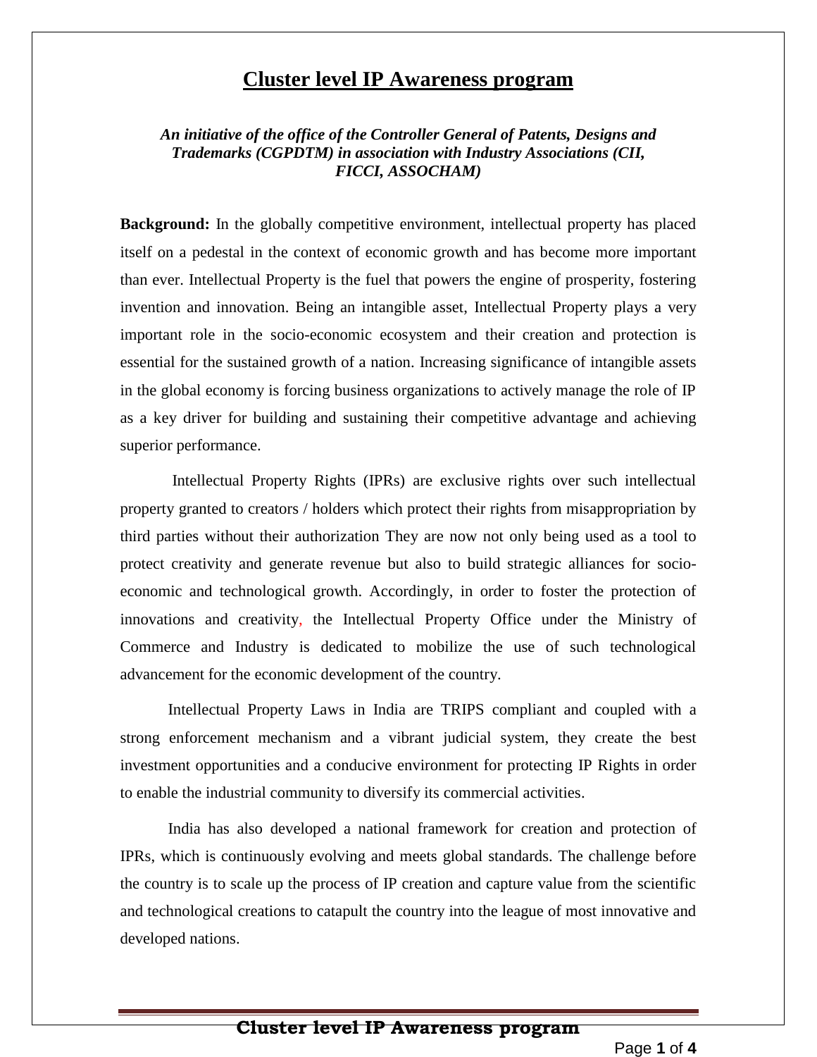# Cluster level IP Awareness program

***An initiative of the office of the Controller General of Patents, Designs and Trademarks (CGPDTM) in association with Industry Associations (CII, FICCI, ASSOCHAM)***

**Background:** In the globally competitive environment, intellectual property has placed itself on a pedestal in the context of economic growth and has become more important than ever. Intellectual Property is the fuel that powers the engine of prosperity, fostering invention and innovation. Being an intangible asset, Intellectual Property plays a very important role in the socio-economic ecosystem and their creation and protection is essential for the sustained growth of a nation. Increasing significance of intangible assets in the global economy is forcing business organizations to actively manage the role of IP as a key driver for building and sustaining their competitive advantage and achieving superior performance.

Intellectual Property Rights (IPRs) are exclusive rights over such intellectual property granted to creators / holders which protect their rights from misappropriation by third parties without their authorization They are now not only being used as a tool to protect creativity and generate revenue but also to build strategic alliances for socio-economic and technological growth. Accordingly, in order to foster the protection of innovations and creativity, the Intellectual Property Office under the Ministry of Commerce and Industry is dedicated to mobilize the use of such technological advancement for the economic development of the country.

Intellectual Property Laws in India are TRIPS compliant and coupled with a strong enforcement mechanism and a vibrant judicial system, they create the best investment opportunities and a conducive environment for protecting IP Rights in order to enable the industrial community to diversify its commercial activities.

India has also developed a national framework for creation and protection of IPRs, which is continuously evolving and meets global standards. The challenge before the country is to scale up the process of IP creation and capture value from the scientific and technological creations to catapult the country into the league of most innovative and developed nations.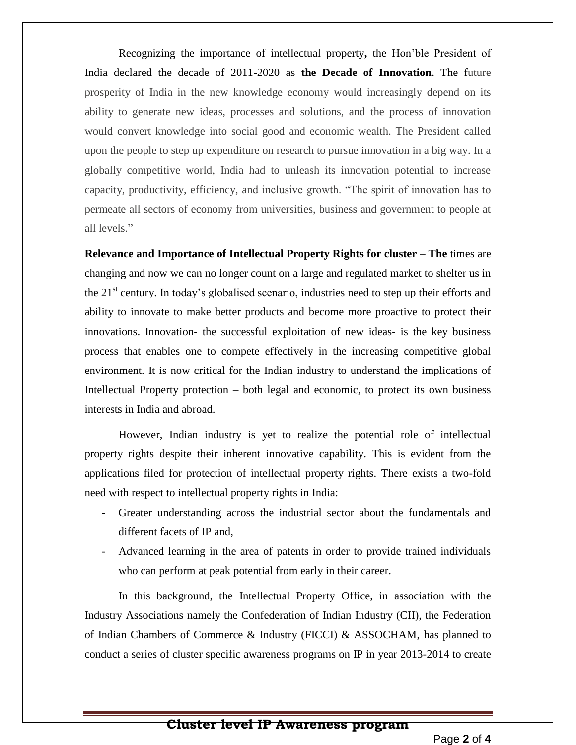Recognizing the importance of intellectual property**,** the Hon'ble President of India declared the decade of 2011-2020 as **the Decade of Innovation**. The future prosperity of India in the new knowledge economy would increasingly depend on its ability to generate new ideas, processes and solutions, and the process of innovation would convert knowledge into social good and economic wealth. The President called upon the people to step up expenditure on research to pursue innovation in a big way. In a globally competitive world, India had to unleash its innovation potential to increase capacity, productivity, efficiency, and inclusive growth. "The spirit of innovation has to permeate all sectors of economy from universities, business and government to people at all levels."

**Relevance and Importance of Intellectual Property Rights for cluster** – **The** times are changing and now we can no longer count on a large and regulated market to shelter us in the 21st century. In today's globalised scenario, industries need to step up their efforts and ability to innovate to make better products and become more proactive to protect their innovations. Innovation- the successful exploitation of new ideas- is the key business process that enables one to compete effectively in the increasing competitive global environment. It is now critical for the Indian industry to understand the implications of Intellectual Property protection – both legal and economic, to protect its own business interests in India and abroad.

However, Indian industry is yet to realize the potential role of intellectual property rights despite their inherent innovative capability. This is evident from the applications filed for protection of intellectual property rights. There exists a two-fold need with respect to intellectual property rights in India:

- Greater understanding across the industrial sector about the fundamentals and different facets of IP and,
- Advanced learning in the area of patents in order to provide trained individuals who can perform at peak potential from early in their career.

In this background, the Intellectual Property Office, in association with the Industry Associations namely the Confederation of Indian Industry (CII), the Federation of Indian Chambers of Commerce & Industry (FICCI) & ASSOCHAM, has planned to conduct a series of cluster specific awareness programs on IP in year 2013-2014 to create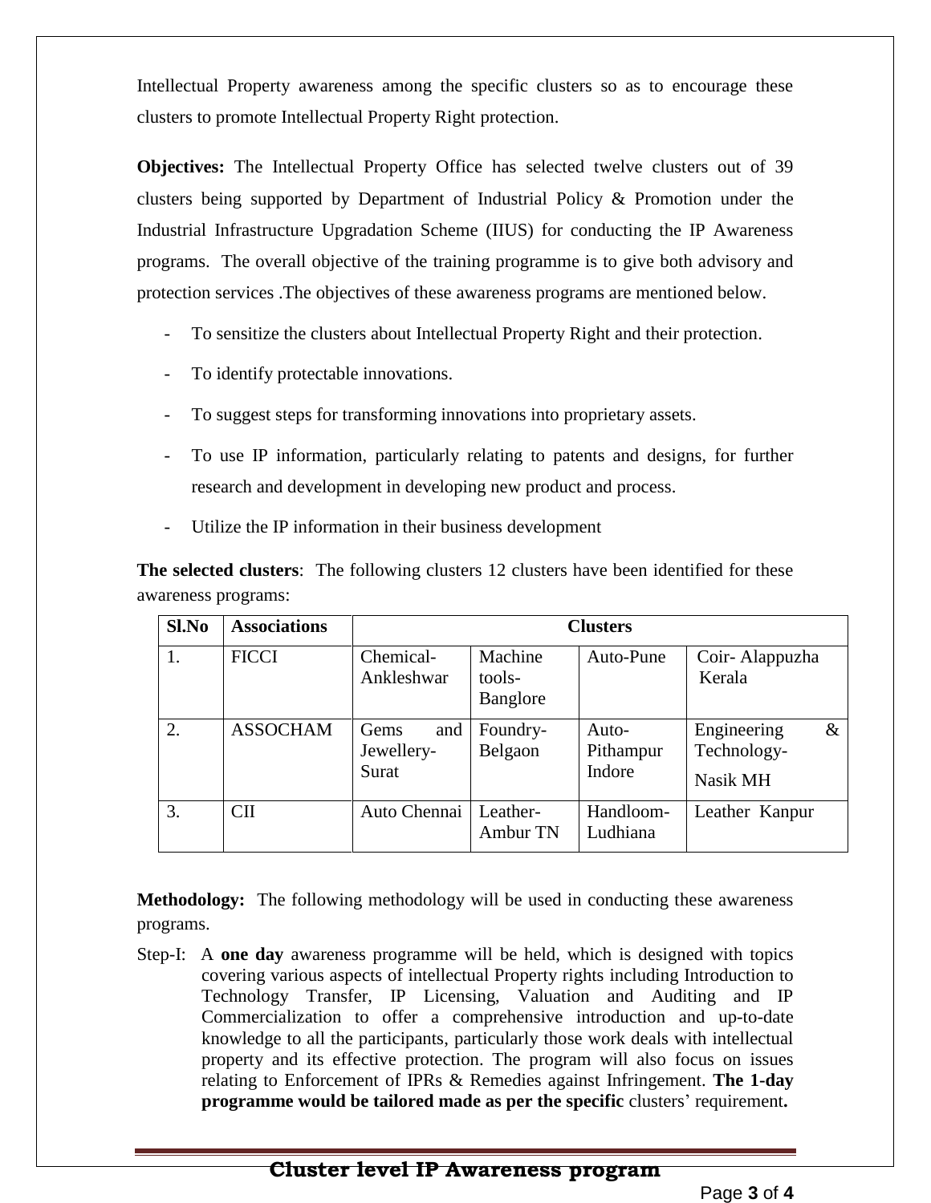Intellectual Property awareness among the specific clusters so as to encourage these clusters to promote Intellectual Property Right protection.

**Objectives:** The Intellectual Property Office has selected twelve clusters out of 39 clusters being supported by Department of Industrial Policy & Promotion under the Industrial Infrastructure Upgradation Scheme (IIUS) for conducting the IP Awareness programs. The overall objective of the training programme is to give both advisory and protection services .The objectives of these awareness programs are mentioned below.

- To sensitize the clusters about Intellectual Property Right and their protection.
- To identify protectable innovations.
- To suggest steps for transforming innovations into proprietary assets.
- To use IP information, particularly relating to patents and designs, for further research and development in developing new product and process.
- Utilize the IP information in their business development

**The selected clusters**: The following clusters 12 clusters have been identified for these awareness programs:

| Sl.No | Associations | Clusters | | | |
|---|---|---|---|---|---|
| 1. | FICCI | Chemical-Ankleshwar | Machine tools-Banglore | Auto-Pune | Coir- Alappuzha Kerala |
| 2. | ASSOCHAM | Gems and Jewellery-Surat | Foundry-Belgaon | Auto-Pithampur Indore | Engineering & Technology-Nasik MH |
| 3. | CII | Auto Chennai | Leather-Ambur TN | Handloom-Ludhiana | Leather Kanpur |

**Methodology:** The following methodology will be used in conducting these awareness programs.

Step-I: A **one day** awareness programme will be held, which is designed with topics covering various aspects of intellectual Property rights including Introduction to Technology Transfer, IP Licensing, Valuation and Auditing and IP Commercialization to offer a comprehensive introduction and up-to-date knowledge to all the participants, particularly those work deals with intellectual property and its effective protection. The program will also focus on issues relating to Enforcement of IPRs & Remedies against Infringement. **The 1-day programme would be tailored made as per the specific** clusters' requirement**.**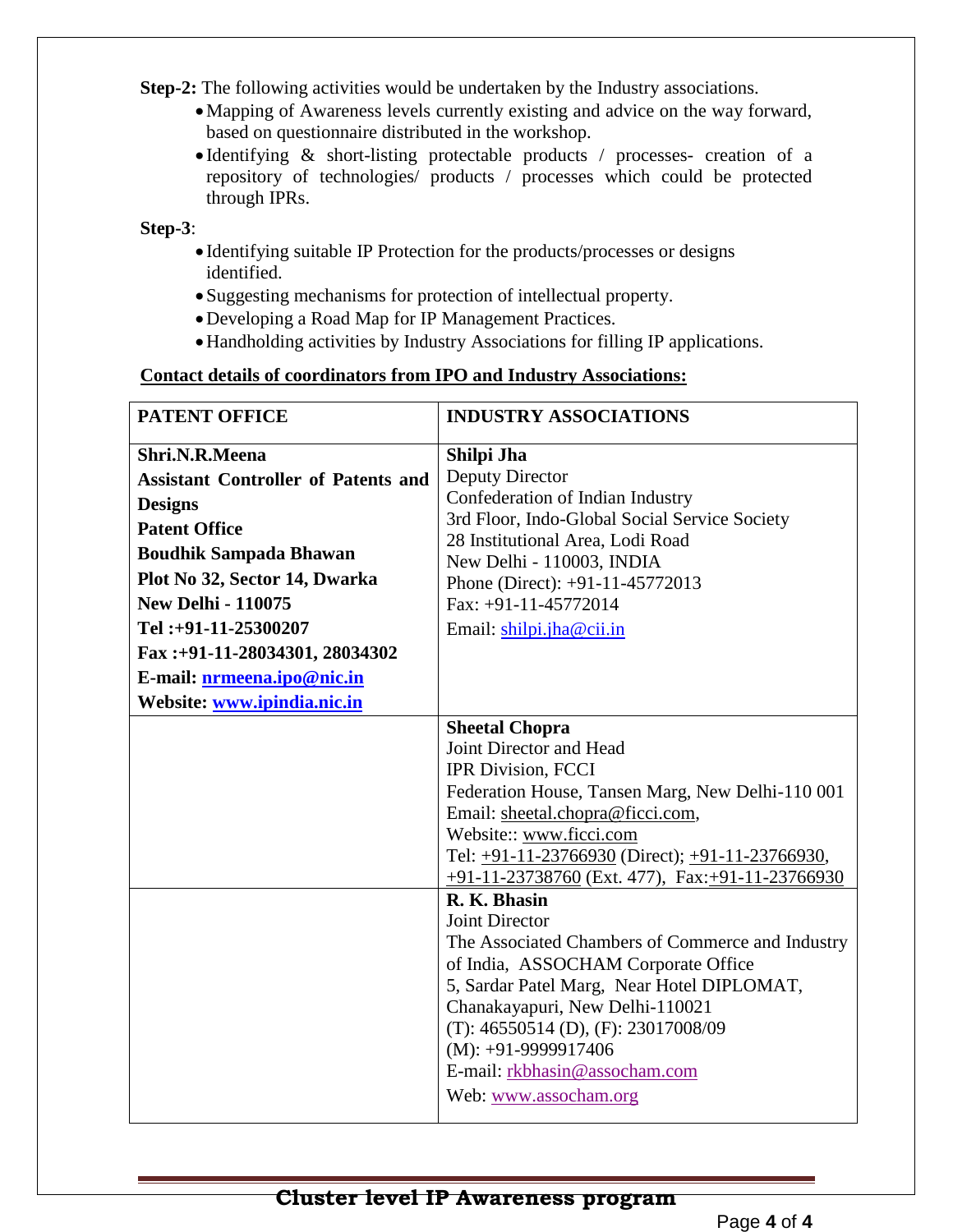**Step-2:** The following activities would be undertaken by the Industry associations.

- Mapping of Awareness levels currently existing and advice on the way forward, based on questionnaire distributed in the workshop.
- Identifying & short-listing protectable products / processes- creation of a repository of technologies/ products / processes which could be protected through IPRs.

**Step-3**:

- Identifying suitable IP Protection for the products/processes or designs identified.
- Suggesting mechanisms for protection of intellectual property.
- Developing a Road Map for IP Management Practices.
- Handholding activities by Industry Associations for filling IP applications.

**Contact details of coordinators from IPO and Industry Associations:**

| PATENT OFFICE | INDUSTRY ASSOCIATIONS |
|---|---|
| **Shri.N.R.Meena**<br>**Assistant Controller of Patents and Designs**<br>**Patent Office**<br>**Boudhik Sampada Bhawan**<br>**Plot No 32, Sector 14, Dwarka**<br>**New Delhi - 110075**<br>**Tel :+91-11-25300207**<br>**Fax :+91-11-28034301, 28034302**<br>**E-mail: nrmeena.ipo@nic.in**<br>**Website: www.ipindia.nic.in** | **Shilpi Jha**<br>Deputy Director<br>Confederation of Indian Industry<br>3rd Floor, Indo-Global Social Service Society<br>28 Institutional Area, Lodi Road<br>New Delhi - 110003, INDIA<br>Phone (Direct): +91-11-45772013<br>Fax: +91-11-45772014<br>Email: shilpi.jha@cii.in |
| | **Sheetal Chopra**<br>Joint Director and Head<br>IPR Division, FCCI<br>Federation House, Tansen Marg, New Delhi-110 001<br>Email: sheetal.chopra@ficci.com,<br>Website:: www.ficci.com<br>Tel: +91-11-23766930 (Direct); +91-11-23766930, +91-11-23738760 (Ext. 477), Fax:+91-11-23766930 |
| | **R. K. Bhasin**<br>Joint Director<br>The Associated Chambers of Commerce and Industry of India, ASSOCHAM Corporate Office<br>5, Sardar Patel Marg, Near Hotel DIPLOMAT, Chanakayapuri, New Delhi-110021<br>(T): 46550514 (D), (F): 23017008/09<br>(M): +91-9999917406<br>E-mail: rkbhasin@assocham.com<br>Web: www.assocham.org |